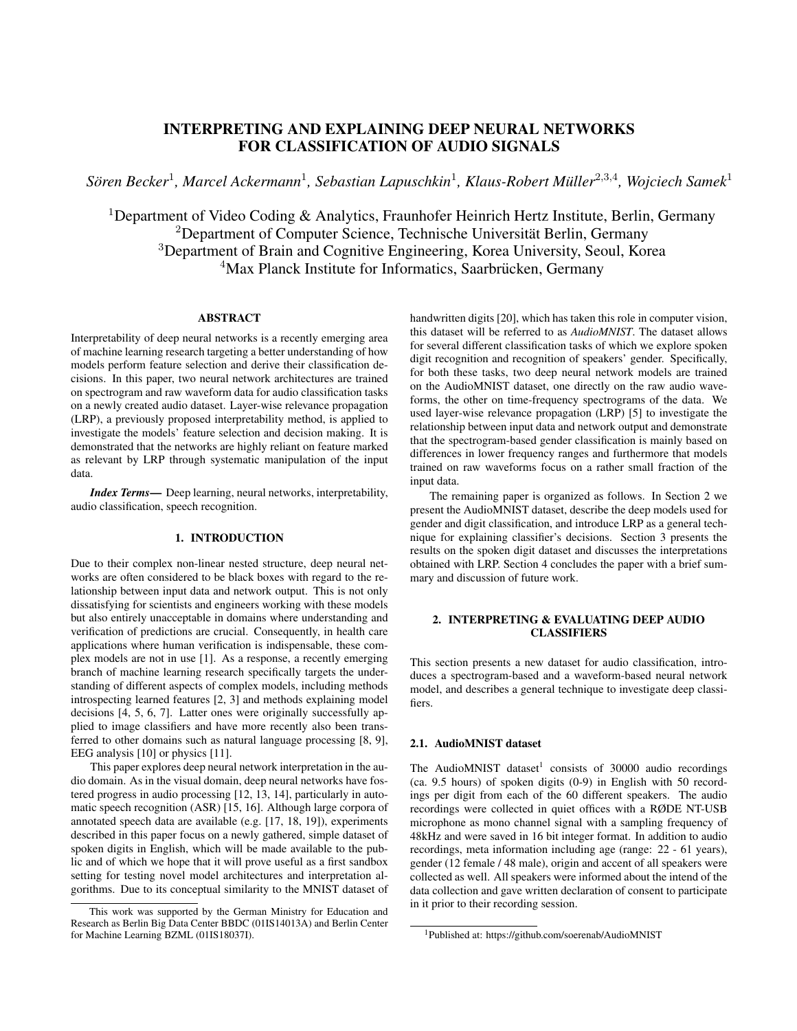# INTERPRETING AND EXPLAINING DEEP NEURAL NETWORKS FOR CLASSIFICATION OF AUDIO SIGNALS

*Sören Becker*[1], *Marcel Ackermann*[1], *Sebastian Lapuschkin*[1], *Klaus-Robert Müller*[2,3,4], *Wojciech Samek*[1]

[1]Department of Video Coding & Analytics, Fraunhofer Heinrich Hertz Institute, Berlin, Germany
[2]Department of Computer Science, Technische Universität Berlin, Germany
[3]Department of Brain and Cognitive Engineering, Korea University, Seoul, Korea
[4]Max Planck Institute for Informatics, Saarbrücken, Germany

## ABSTRACT

Interpretability of deep neural networks is a recently emerging area of machine learning research targeting a better understanding of how models perform feature selection and derive their classification decisions. In this paper, two neural network architectures are trained on spectrogram and raw waveform data for audio classification tasks on a newly created audio dataset. Layer-wise relevance propagation (LRP), a previously proposed interpretability method, is applied to investigate the models' feature selection and decision making. It is demonstrated that the networks are highly reliant on feature marked as relevant by LRP through systematic manipulation of the input data.

***Index Terms***— Deep learning, neural networks, interpretability, audio classification, speech recognition.

## 1. INTRODUCTION

Due to their complex non-linear nested structure, deep neural networks are often considered to be black boxes with regard to the relationship between input data and network output. This is not only dissatisfying for scientists and engineers working with these models but also entirely unacceptable in domains where understanding and verification of predictions are crucial. Consequently, in health care applications where human verification is indispensable, these complex models are not in use [1]. As a response, a recently emerging branch of machine learning research specifically targets the understanding of different aspects of complex models, including methods introspecting learned features [2, 3] and methods explaining model decisions [4, 5, 6, 7]. Latter ones were originally successfully applied to image classifiers and have more recently also been transferred to other domains such as natural language processing [8, 9], EEG analysis [10] or physics [11].

This paper explores deep neural network interpretation in the audio domain. As in the visual domain, deep neural networks have fostered progress in audio processing [12, 13, 14], particularly in automatic speech recognition (ASR) [15, 16]. Although large corpora of annotated speech data are available (e.g. [17, 18, 19]), experiments described in this paper focus on a newly gathered, simple dataset of spoken digits in English, which will be made available to the public and of which we hope that it will prove useful as a first sandbox setting for testing novel model architectures and interpretation algorithms. Due to its conceptual similarity to the MNIST dataset of handwritten digits [20], which has taken this role in computer vision, this dataset will be referred to as *AudioMNIST*. The dataset allows for several different classification tasks of which we explore spoken digit recognition and recognition of speakers' gender. Specifically, for both these tasks, two deep neural network models are trained on the AudioMNIST dataset, one directly on the raw audio waveforms, the other on time-frequency spectrograms of the data. We used layer-wise relevance propagation (LRP) [5] to investigate the relationship between input data and network output and demonstrate that the spectrogram-based gender classification is mainly based on differences in lower frequency ranges and furthermore that models trained on raw waveforms focus on a rather small fraction of the input data.

The remaining paper is organized as follows. In Section 2 we present the AudioMNIST dataset, describe the deep models used for gender and digit classification, and introduce LRP as a general technique for explaining classifier's decisions. Section 3 presents the results on the spoken digit dataset and discusses the interpretations obtained with LRP. Section 4 concludes the paper with a brief summary and discussion of future work.

## 2. INTERPRETING & EVALUATING DEEP AUDIO CLASSIFIERS

This section presents a new dataset for audio classification, introduces a spectrogram-based and a waveform-based neural network model, and describes a general technique to investigate deep classifiers.

### 2.1. AudioMNIST dataset

The AudioMNIST dataset[1] consists of 30000 audio recordings (ca. 9.5 hours) of spoken digits (0-9) in English with 50 recordings per digit from each of the 60 different speakers. The audio recordings were collected in quiet offices with a RØDE NT-USB microphone as mono channel signal with a sampling frequency of 48kHz and were saved in 16 bit integer format. In addition to audio recordings, meta information including age (range: 22 - 61 years), gender (12 female / 48 male), origin and accent of all speakers were collected as well. All speakers were informed about the intend of the data collection and gave written declaration of consent to participate in it prior to their recording session.

---

This work was supported by the German Ministry for Education and Research as Berlin Big Data Center BBDC (01IS14013A) and Berlin Center for Machine Learning BZML (01IS18037I).

[1]Published at: https://github.com/soerenab/AudioMNIST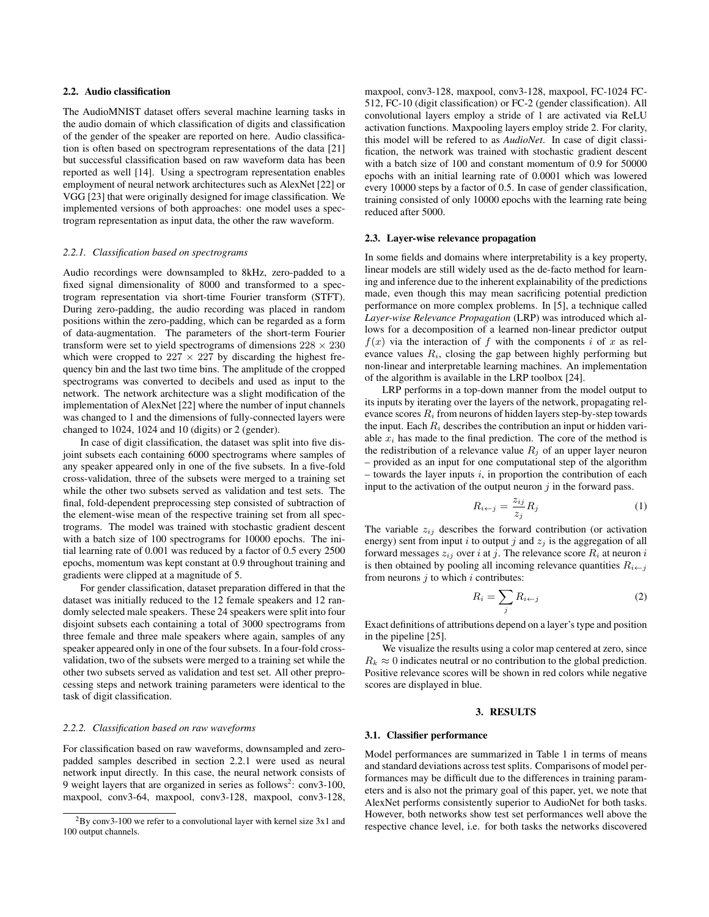### 2.2. Audio classification

The AudioMNIST dataset offers several machine learning tasks in the audio domain of which classification of digits and classification of the gender of the speaker are reported on here. Audio classification is often based on spectrogram representations of the data [21] but successful classification based on raw waveform data has been reported as well [14]. Using a spectrogram representation enables employment of neural network architectures such as AlexNet [22] or VGG [23] that were originally designed for image classification. We implemented versions of both approaches: one model uses a spectrogram representation as input data, the other the raw waveform.

#### 2.2.1. Classification based on spectrograms

Audio recordings were downsampled to 8kHz, zero-padded to a fixed signal dimensionality of 8000 and transformed to a spectrogram representation via short-time Fourier transform (STFT). During zero-padding, the audio recording was placed in random positions within the zero-padding, which can be regarded as a form of data-augmentation. The parameters of the short-term Fourier transform were set to yield spectrograms of dimensions $228 \times 230$ which were cropped to $227 \times 227$ by discarding the highest frequency bin and the last two time bins. The amplitude of the cropped spectrograms was converted to decibels and used as input to the network. The network architecture was a slight modification of the implementation of AlexNet [22] where the number of input channels was changed to 1 and the dimensions of fully-connected layers were changed to 1024, 1024 and 10 (digits) or 2 (gender).

In case of digit classification, the dataset was split into five disjoint subsets each containing 6000 spectrograms where samples of any speaker appeared only in one of the five subsets. In a five-fold cross-validation, three of the subsets were merged to a training set while the other two subsets served as validation and test sets. The final, fold-dependent preprocessing step consisted of subtraction of the element-wise mean of the respective training set from all spectrograms. The model was trained with stochastic gradient descent with a batch size of 100 spectrograms for 10000 epochs. The initial learning rate of 0.001 was reduced by a factor of 0.5 every 2500 epochs, momentum was kept constant at 0.9 throughout training and gradients were clipped at a magnitude of 5.

For gender classification, dataset preparation differed in that the dataset was initially reduced to the 12 female speakers and 12 randomly selected male speakers. These 24 speakers were split into four disjoint subsets each containing a total of 3000 spectrograms from three female and three male speakers where again, samples of any speaker appeared only in one of the four subsets. In a four-fold cross-validation, two of the subsets were merged to a training set while the other two subsets served as validation and test set. All other preprocessing steps and network training parameters were identical to the task of digit classification.

#### 2.2.2. Classification based on raw waveforms

For classification based on raw waveforms, downsampled and zero-padded samples described in section 2.2.1 were used as neural network input directly. In this case, the neural network consists of 9 weight layers that are organized in series as follows[2]: conv3-100, maxpool, conv3-64, maxpool, conv3-128, maxpool, conv3-128, maxpool, conv3-128, maxpool, conv3-128, maxpool, FC-1024 FC-512, FC-10 (digit classification) or FC-2 (gender classification). All convolutional layers employ a stride of 1 are activated via ReLU activation functions. Maxpooling layers employ stride 2. For clarity, this model will be refered to as *AudioNet*. In case of digit classification, the network was trained with stochastic gradient descent with a batch size of 100 and constant momentum of 0.9 for 50000 epochs with an initial learning rate of 0.0001 which was lowered every 10000 steps by a factor of 0.5. In case of gender classification, training consisted of only 10000 epochs with the learning rate being reduced after 5000.

[2] By conv3-100 we refer to a convolutional layer with kernel size 3x1 and 100 output channels.

### 2.3. Layer-wise relevance propagation

In some fields and domains where interpretability is a key property, linear models are still widely used as the de-facto method for learning and inference due to the inherent explainability of the predictions made, even though this may mean sacrificing potential prediction performance on more complex problems. In [5], a technique called *Layer-wise Relevance Propagation* (LRP) was introduced which allows for a decomposition of a learned non-linear predictor output $f(x)$ via the interaction of $f$ with the components $i$ of $x$ as relevance values $R_i$, closing the gap between highly performing but non-linear and interpretable learning machines. An implementation of the algorithm is available in the LRP toolbox [24].

LRP performs in a top-down manner from the model output to its inputs by iterating over the layers of the network, propagating relevance scores $R_i$ from neurons of hidden layers step-by-step towards the input. Each $R_i$ describes the contribution an input or hidden variable $x_i$ has made to the final prediction. The core of the method is the redistribution of a relevance value $R_j$ of an upper layer neuron – provided as an input for one computational step of the algorithm – towards the layer inputs $i$, in proportion the contribution of each input to the activation of the output neuron $j$ in the forward pass.

$$R_{i \leftarrow j} = \frac{z_{ij}}{z_j} R_j \tag{1}$$

The variable $z_{ij}$ describes the forward contribution (or activation energy) sent from input $i$ to output $j$ and $z_j$ is the aggregation of all forward messages $z_{ij}$ over $i$ at $j$. The relevance score $R_i$ at neuron $i$ is then obtained by pooling all incoming relevance quantities $R_{i \leftarrow j}$ from neurons $j$ to which $i$ contributes:

$$R_i = \sum_j R_{i \leftarrow j} \tag{2}$$

Exact definitions of attributions depend on a layer's type and position in the pipeline [25].

We visualize the results using a color map centered at zero, since $R_k \approx 0$ indicates neutral or no contribution to the global prediction. Positive relevance scores will be shown in red colors while negative scores are displayed in blue.

## 3. RESULTS

### 3.1. Classifier performance

Model performances are summarized in Table 1 in terms of means and standard deviations across test splits. Comparisons of model performances may be difficult due to the differences in training parameters and is also not the primary goal of this paper, yet, we note that AlexNet performs consistently superior to AudioNet for both tasks. However, both networks show test set performances well above the respective chance level, i.e. for both tasks the networks discovered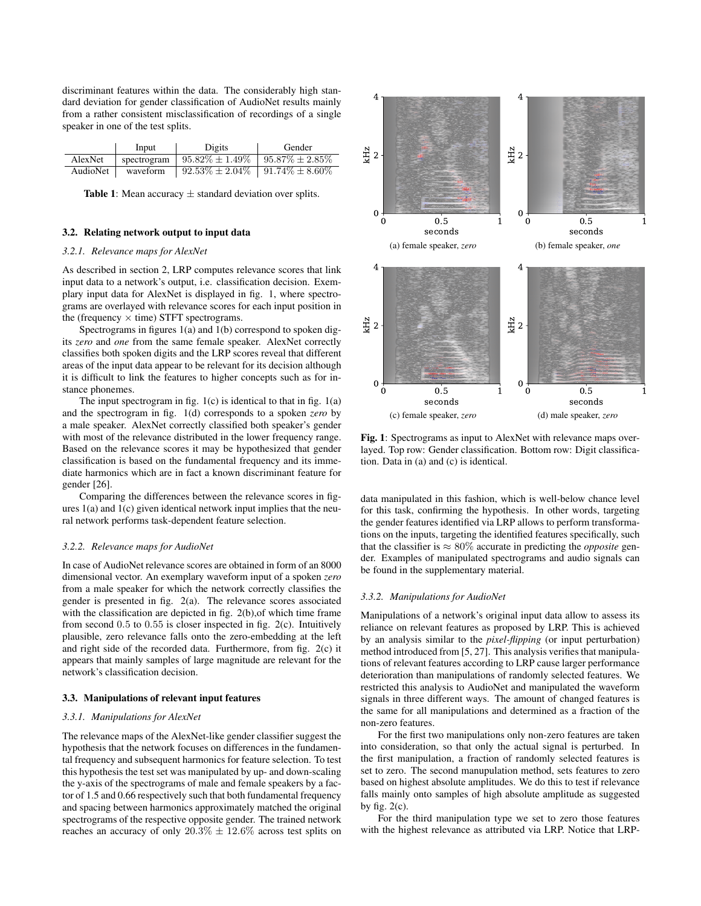discriminant features within the data. The considerably high standard deviation for gender classification of AudioNet results mainly from a rather consistent misclassification of recordings of a single speaker in one of the test splits.

| | Input | Digits | Gender |
|---|---|---|---|
| AlexNet | spectrogram | $95.82\% \pm 1.49\%$ | $95.87\% \pm 2.85\%$ |
| AudioNet | waveform | $92.53\% \pm 2.04\%$ | $91.74\% \pm 8.60\%$ |

**Table 1**: Mean accuracy $\pm$ standard deviation over splits.

### 3.2. Relating network output to input data

#### 3.2.1. Relevance maps for AlexNet

As described in section 2, LRP computes relevance scores that link input data to a network's output, i.e. classification decision. Exemplary input data for AlexNet is displayed in fig. 1, where spectrograms are overlayed with relevance scores for each input position in the (frequency $\times$ time) STFT spectrograms.

Spectrograms in figures 1(a) and 1(b) correspond to spoken digits *zero* and *one* from the same female speaker. AlexNet correctly classifies both spoken digits and the LRP scores reveal that different areas of the input data appear to be relevant for its decision although it is difficult to link the features to higher concepts such as for instance phonemes.

The input spectrogram in fig. 1(c) is identical to that in fig. 1(a) and the spectrogram in fig. 1(d) corresponds to a spoken *zero* by a male speaker. AlexNet correctly classified both speaker's gender with most of the relevance distributed in the lower frequency range. Based on the relevance scores it may be hypothesized that gender classification is based on the fundamental frequency and its immediate harmonics which are in fact a known discriminant feature for gender [26].

Comparing the differences between the relevance scores in figures 1(a) and 1(c) given identical network input implies that the neural network performs task-dependent feature selection.

#### 3.2.2. Relevance maps for AudioNet

In case of AudioNet relevance scores are obtained in form of an 8000 dimensional vector. An exemplary waveform input of a spoken *zero* from a male speaker for which the network correctly classifies the gender is presented in fig. 2(a). The relevance scores associated with the classification are depicted in fig. 2(b),of which time frame from second $0.5$ to $0.55$ is closer inspected in fig. 2(c). Intuitively plausible, zero relevance falls onto the zero-embedding at the left and right side of the recorded data. Furthermore, from fig. 2(c) it appears that mainly samples of large magnitude are relevant for the network's classification decision.

### 3.3. Manipulations of relevant input features

#### 3.3.1. Manipulations for AlexNet

The relevance maps of the AlexNet-like gender classifier suggest the hypothesis that the network focuses on differences in the fundamental frequency and subsequent harmonics for feature selection. To test this hypothesis the test set was manipulated by up- and down-scaling the y-axis of the spectrograms of male and female speakers by a factor of 1.5 and 0.66 respectively such that both fundamental frequency and spacing between harmonics approximately matched the original spectrograms of the respective opposite gender. The trained network reaches an accuracy of only $20.3\% \pm 12.6\%$ across test splits on

(a) female speaker, *zero*

(b) female speaker, *one*

(c) female speaker, *zero*

(d) male speaker, *zero*

**Fig. 1**: Spectrograms as input to AlexNet with relevance maps overlayed. Top row: Gender classification. Bottom row: Digit classification. Data in (a) and (c) is identical.

data manipulated in this fashion, which is well-below chance level for this task, confirming the hypothesis. In other words, targeting the gender features identified via LRP allows to perform transformations on the inputs, targeting the identified features specifically, such that the classifier is $\approx 80\%$ accurate in predicting the *opposite* gender. Examples of manipulated spectrograms and audio signals can be found in the supplementary material.

#### 3.3.2. Manipulations for AudioNet

Manipulations of a network's original input data allow to assess its reliance on relevant features as proposed by LRP. This is achieved by an analysis similar to the *pixel-flipping* (or input perturbation) method introduced from [5, 27]. This analysis verifies that manipulations of relevant features according to LRP cause larger performance deterioration than manipulations of randomly selected features. We restricted this analysis to AudioNet and manipulated the waveform signals in three different ways. The amount of changed features is the same for all manipulations and determined as a fraction of the non-zero features.

For the first two manipulations only non-zero features are taken into consideration, so that only the actual signal is perturbed. In the first manipulation, a fraction of randomly selected features is set to zero. The second manupulation method, sets features to zero based on highest absolute amplitudes. We do this to test if relevance falls mainly onto samples of high absolute amplitude as suggested by fig. 2(c).

For the third manipulation type we set to zero those features with the highest relevance as attributed via LRP. Notice that LRP-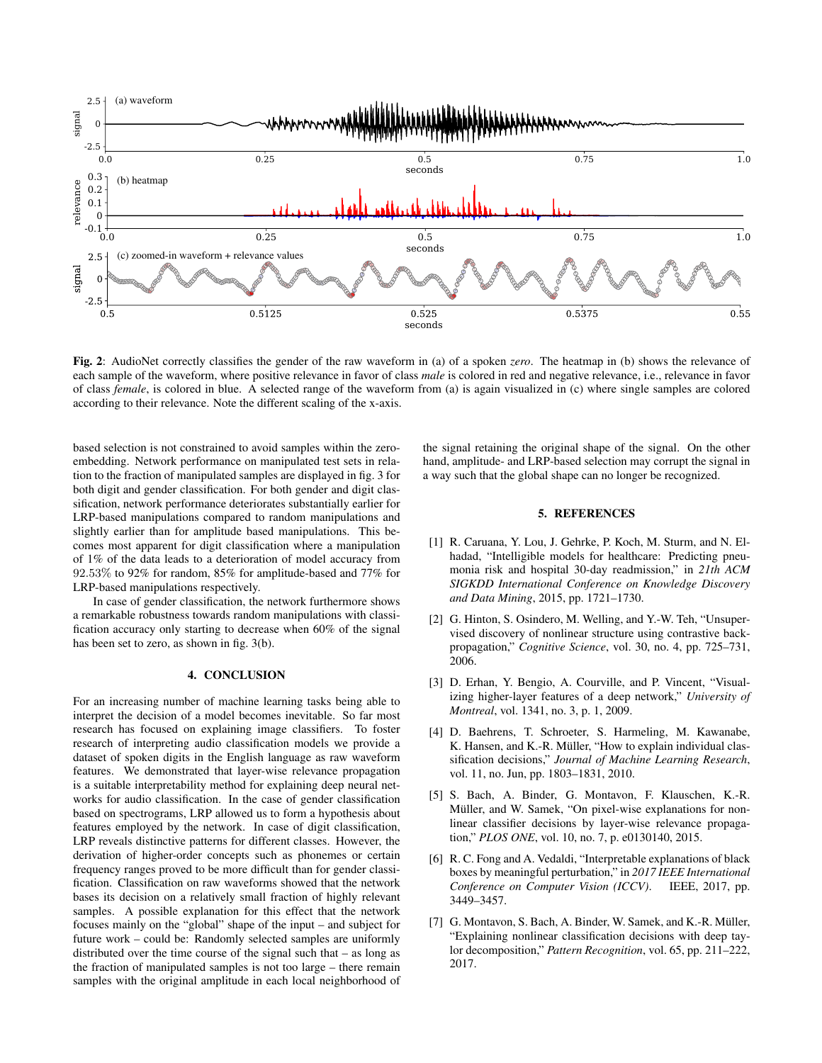**Fig. 2**: AudioNet correctly classifies the gender of the raw waveform in (a) of a spoken *zero*. The heatmap in (b) shows the relevance of each sample of the waveform, where positive relevance in favor of class *male* is colored in red and negative relevance, i.e., relevance in favor of class *female*, is colored in blue. A selected range of the waveform from (a) is again visualized in (c) where single samples are colored according to their relevance. Note the different scaling of the x-axis.

based selection is not constrained to avoid samples within the zero-embedding. Network performance on manipulated test sets in relation to the fraction of manipulated samples are displayed in fig. 3 for both digit and gender classification. For both gender and digit classification, network performance deteriorates substantially earlier for LRP-based manipulations compared to random manipulations and slightly earlier than for amplitude based manipulations. This becomes most apparent for digit classification where a manipulation of 1% of the data leads to a deterioration of model accuracy from 92.53% to 92% for random, 85% for amplitude-based and 77% for LRP-based manipulations respectively.

In case of gender classification, the network furthermore shows a remarkable robustness towards random manipulations with classification accuracy only starting to decrease when 60% of the signal has been set to zero, as shown in fig. 3(b).

## 4. CONCLUSION

For an increasing number of machine learning tasks being able to interpret the decision of a model becomes inevitable. So far most research has focused on explaining image classifiers. To foster research of interpreting audio classification models we provide a dataset of spoken digits in the English language as raw waveform features. We demonstrated that layer-wise relevance propagation is a suitable interpretability method for explaining deep neural networks for audio classification. In the case of gender classification based on spectrograms, LRP allowed us to form a hypothesis about features employed by the network. In case of digit classification, LRP reveals distinctive patterns for different classes. However, the derivation of higher-order concepts such as phonemes or certain frequency ranges proved to be more difficult than for gender classification. Classification on raw waveforms showed that the network bases its decision on a relatively small fraction of highly relevant samples. A possible explanation for this effect that the network focuses mainly on the "global" shape of the input – and subject for future work – could be: Randomly selected samples are uniformly distributed over the time course of the signal such that – as long as the fraction of manipulated samples is not too large – there remain samples with the original amplitude in each local neighborhood of the signal retaining the original shape of the signal. On the other hand, amplitude- and LRP-based selection may corrupt the signal in a way such that the global shape can no longer be recognized.

## 5. REFERENCES

[1] R. Caruana, Y. Lou, J. Gehrke, P. Koch, M. Sturm, and N. Elhadad, "Intelligible models for healthcare: Predicting pneumonia risk and hospital 30-day readmission," in *21th ACM SIGKDD International Conference on Knowledge Discovery and Data Mining*, 2015, pp. 1721–1730.

[2] G. Hinton, S. Osindero, M. Welling, and Y.-W. Teh, "Unsupervised discovery of nonlinear structure using contrastive backpropagation," *Cognitive Science*, vol. 30, no. 4, pp. 725–731, 2006.

[3] D. Erhan, Y. Bengio, A. Courville, and P. Vincent, "Visualizing higher-layer features of a deep network," *University of Montreal*, vol. 1341, no. 3, p. 1, 2009.

[4] D. Baehrens, T. Schroeter, S. Harmeling, M. Kawanabe, K. Hansen, and K.-R. Müller, "How to explain individual classification decisions," *Journal of Machine Learning Research*, vol. 11, no. Jun, pp. 1803–1831, 2010.

[5] S. Bach, A. Binder, G. Montavon, F. Klauschen, K.-R. Müller, and W. Samek, "On pixel-wise explanations for non-linear classifier decisions by layer-wise relevance propagation," *PLOS ONE*, vol. 10, no. 7, p. e0130140, 2015.

[6] R. C. Fong and A. Vedaldi, "Interpretable explanations of black boxes by meaningful perturbation," in *2017 IEEE International Conference on Computer Vision (ICCV)*. IEEE, 2017, pp. 3449–3457.

[7] G. Montavon, S. Bach, A. Binder, W. Samek, and K.-R. Müller, "Explaining nonlinear classification decisions with deep taylor decomposition," *Pattern Recognition*, vol. 65, pp. 211–222, 2017.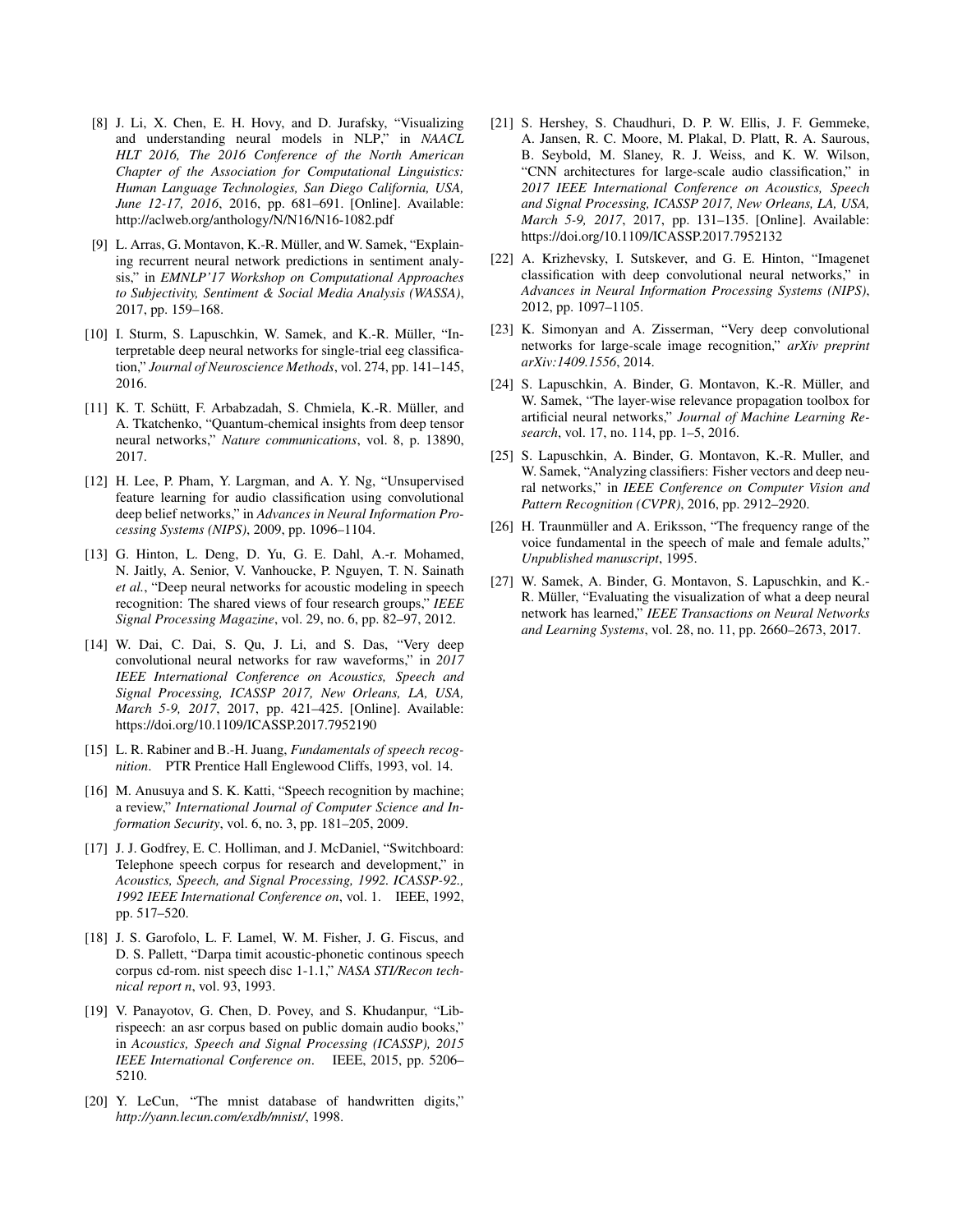[8] J. Li, X. Chen, E. H. Hovy, and D. Jurafsky, "Visualizing and understanding neural models in NLP," in *NAACL HLT 2016, The 2016 Conference of the North American Chapter of the Association for Computational Linguistics: Human Language Technologies, San Diego California, USA, June 12-17, 2016*, 2016, pp. 681–691. [Online]. Available: http://aclweb.org/anthology/N/N16/N16-1082.pdf

[9] L. Arras, G. Montavon, K.-R. Müller, and W. Samek, "Explaining recurrent neural network predictions in sentiment analysis," in *EMNLP'17 Workshop on Computational Approaches to Subjectivity, Sentiment & Social Media Analysis (WASSA)*, 2017, pp. 159–168.

[10] I. Sturm, S. Lapuschkin, W. Samek, and K.-R. Müller, "Interpretable deep neural networks for single-trial eeg classification," *Journal of Neuroscience Methods*, vol. 274, pp. 141–145, 2016.

[11] K. T. Schütt, F. Arbabzadah, S. Chmiela, K.-R. Müller, and A. Tkatchenko, "Quantum-chemical insights from deep tensor neural networks," *Nature communications*, vol. 8, p. 13890, 2017.

[12] H. Lee, P. Pham, Y. Largman, and A. Y. Ng, "Unsupervised feature learning for audio classification using convolutional deep belief networks," in *Advances in Neural Information Processing Systems (NIPS)*, 2009, pp. 1096–1104.

[13] G. Hinton, L. Deng, D. Yu, G. E. Dahl, A.-r. Mohamed, N. Jaitly, A. Senior, V. Vanhoucke, P. Nguyen, T. N. Sainath *et al.*, "Deep neural networks for acoustic modeling in speech recognition: The shared views of four research groups," *IEEE Signal Processing Magazine*, vol. 29, no. 6, pp. 82–97, 2012.

[14] W. Dai, C. Dai, S. Qu, J. Li, and S. Das, "Very deep convolutional neural networks for raw waveforms," in *2017 IEEE International Conference on Acoustics, Speech and Signal Processing, ICASSP 2017, New Orleans, LA, USA, March 5-9, 2017*, 2017, pp. 421–425. [Online]. Available: https://doi.org/10.1109/ICASSP.2017.7952190

[15] L. R. Rabiner and B.-H. Juang, *Fundamentals of speech recognition*. PTR Prentice Hall Englewood Cliffs, 1993, vol. 14.

[16] M. Anusuya and S. K. Katti, "Speech recognition by machine; a review," *International Journal of Computer Science and Information Security*, vol. 6, no. 3, pp. 181–205, 2009.

[17] J. J. Godfrey, E. C. Holliman, and J. McDaniel, "Switchboard: Telephone speech corpus for research and development," in *Acoustics, Speech, and Signal Processing, 1992. ICASSP-92., 1992 IEEE International Conference on*, vol. 1. IEEE, 1992, pp. 517–520.

[18] J. S. Garofolo, L. F. Lamel, W. M. Fisher, J. G. Fiscus, and D. S. Pallett, "Darpa timit acoustic-phonetic continous speech corpus cd-rom. nist speech disc 1-1.1," *NASA STI/Recon technical report n*, vol. 93, 1993.

[19] V. Panayotov, G. Chen, D. Povey, and S. Khudanpur, "Librispeech: an asr corpus based on public domain audio books," in *Acoustics, Speech and Signal Processing (ICASSP), 2015 IEEE International Conference on*. IEEE, 2015, pp. 5206–5210.

[20] Y. LeCun, "The mnist database of handwritten digits," *http://yann.lecun.com/exdb/mnist/*, 1998.

[21] S. Hershey, S. Chaudhuri, D. P. W. Ellis, J. F. Gemmeke, A. Jansen, R. C. Moore, M. Plakal, D. Platt, R. A. Saurous, B. Seybold, M. Slaney, R. J. Weiss, and K. W. Wilson, "CNN architectures for large-scale audio classification," in *2017 IEEE International Conference on Acoustics, Speech and Signal Processing, ICASSP 2017, New Orleans, LA, USA, March 5-9, 2017*, 2017, pp. 131–135. [Online]. Available: https://doi.org/10.1109/ICASSP.2017.7952132

[22] A. Krizhevsky, I. Sutskever, and G. E. Hinton, "Imagenet classification with deep convolutional neural networks," in *Advances in Neural Information Processing Systems (NIPS)*, 2012, pp. 1097–1105.

[23] K. Simonyan and A. Zisserman, "Very deep convolutional networks for large-scale image recognition," *arXiv preprint arXiv:1409.1556*, 2014.

[24] S. Lapuschkin, A. Binder, G. Montavon, K.-R. Müller, and W. Samek, "The layer-wise relevance propagation toolbox for artificial neural networks," *Journal of Machine Learning Research*, vol. 17, no. 114, pp. 1–5, 2016.

[25] S. Lapuschkin, A. Binder, G. Montavon, K.-R. Muller, and W. Samek, "Analyzing classifiers: Fisher vectors and deep neural networks," in *IEEE Conference on Computer Vision and Pattern Recognition (CVPR)*, 2016, pp. 2912–2920.

[26] H. Traunmüller and A. Eriksson, "The frequency range of the voice fundamental in the speech of male and female adults," *Unpublished manuscript*, 1995.

[27] W. Samek, A. Binder, G. Montavon, S. Lapuschkin, and K.-R. Müller, "Evaluating the visualization of what a deep neural network has learned," *IEEE Transactions on Neural Networks and Learning Systems*, vol. 28, no. 11, pp. 2660–2673, 2017.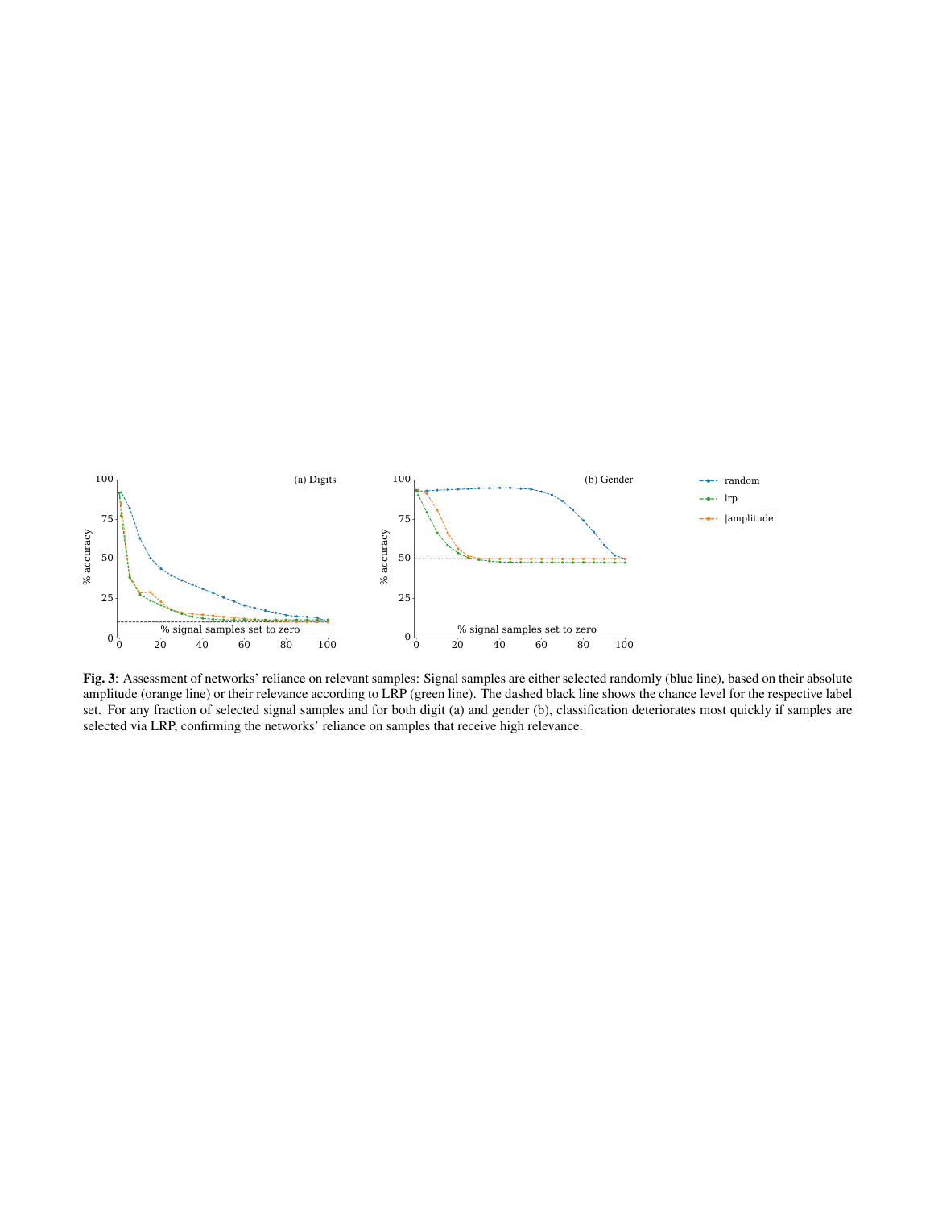(a) Digits

100
75
50
25
0

% accuracy

0 20 40 60 80 100

% signal samples set to zero

(b) Gender

100
75
50
25
0

% accuracy

0 20 40 60 80 100

% signal samples set to zero

random
lrp
|amplitude|

**Fig. 3**: Assessment of networks' reliance on relevant samples: Signal samples are either selected randomly (blue line), based on their absolute amplitude (orange line) or their relevance according to LRP (green line). The dashed black line shows the chance level for the respective label set. For any fraction of selected signal samples and for both digit (a) and gender (b), classification deteriorates most quickly if samples are selected via LRP, confirming the networks' reliance on samples that receive high relevance.